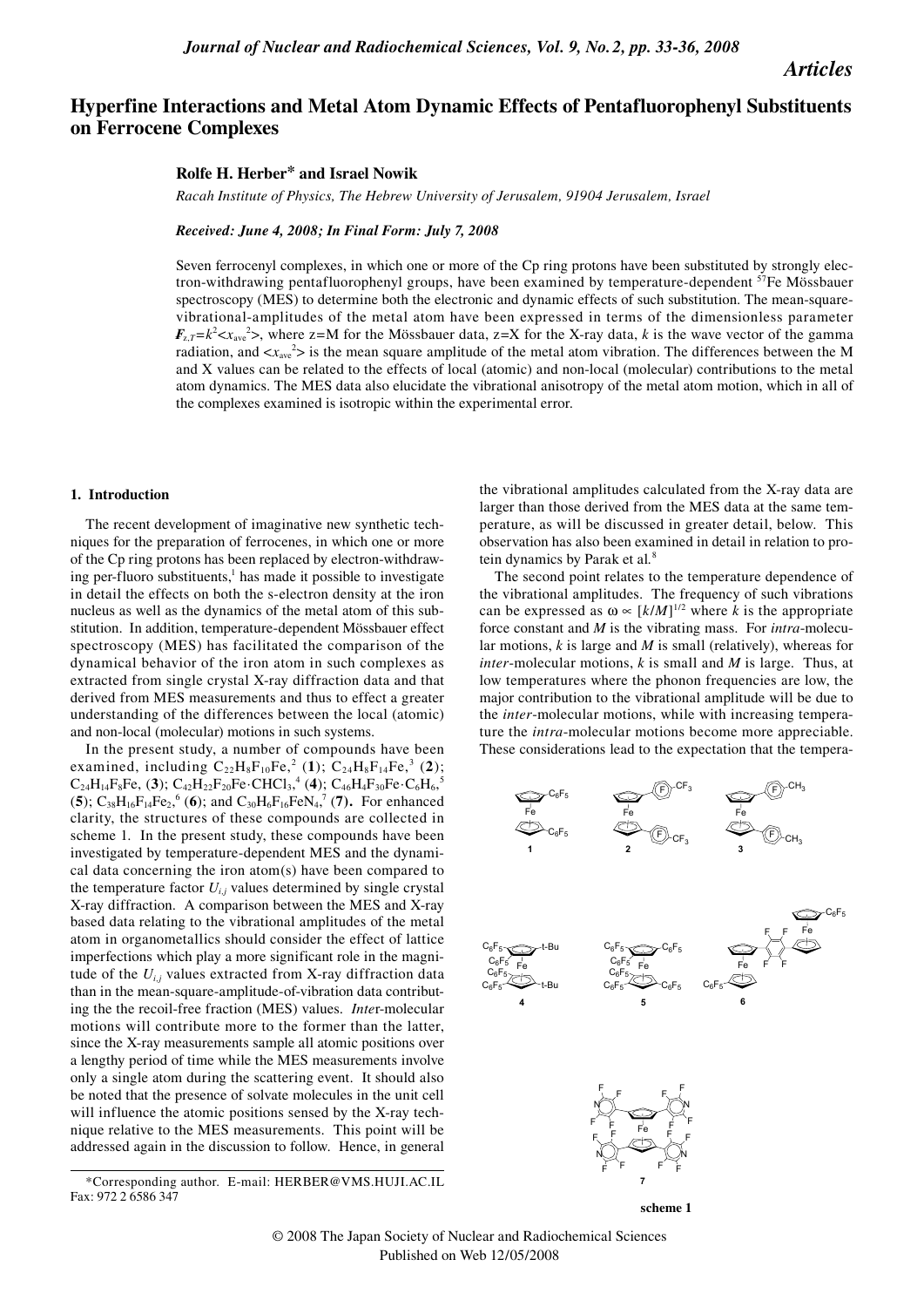*Articles*

# Hyperfine Interactions and Metal Atom Dynamic Effects of Pentafluorophenyl Substituents on Ferrocene Complexes

**Rolfe H. Herber\* and Israel Nowik**

*Racah Institute of Physics, The Hebrew University of Jerusalem, 91904 Jerusalem, Israel*

***Received: June 4, 2008; In Final Form: July 7, 2008***

Seven ferrocenyl complexes, in which one or more of the Cp ring protons have been substituted by strongly electron-withdrawing pentafluorophenyl groups, have been examined by temperature-dependent $^{57}$Fe Mössbauer spectroscopy (MES) to determine both the electronic and dynamic effects of such substitution. The mean-square-vibrational-amplitudes of the metal atom have been expressed in terms of the dimensionless parameter $\boldsymbol{F}_{z,T}=k^2\langle x_{ave}^2\rangle$, where z=M for the Mössbauer data, z=X for the X-ray data, $k$ is the wave vector of the gamma radiation, and $\langle x_{ave}^2\rangle$ is the mean square amplitude of the metal atom vibration. The differences between the M and X values can be related to the effects of local (atomic) and non-local (molecular) contributions to the metal atom dynamics. The MES data also elucidate the vibrational anisotropy of the metal atom motion, which in all of the complexes examined is isotropic within the experimental error.

## 1. Introduction

The recent development of imaginative new synthetic techniques for the preparation of ferrocenes, in which one or more of the Cp ring protons has been replaced by electron-withdrawing per-fluoro substituents,[1] has made it possible to investigate in detail the effects on both the s-electron density at the iron nucleus as well as the dynamics of the metal atom of this substitution. In addition, temperature-dependent Mössbauer effect spectroscopy (MES) has facilitated the comparison of the dynamical behavior of the iron atom in such complexes as extracted from single crystal X-ray diffraction data and that derived from MES measurements and thus to effect a greater understanding of the differences between the local (atomic) and non-local (molecular) motions in such systems.

In the present study, a number of compounds have been examined, including $C_{22}H_8F_{10}Fe$,[2] (**1**); $C_{24}H_8F_{14}Fe$,[3] (**2**); $C_{24}H_{14}F_8Fe$, (**3**); $C_{42}H_{22}F_{20}Fe\cdot CHCl_3$,[4] (**4**); $C_{46}H_4F_{30}Fe\cdot C_6H_6$,[5] (**5**); $C_{38}H_{16}F_{14}Fe_2$,[6] (**6**); and $C_{30}H_6F_{16}FeN_4$,[7] (**7**). For enhanced clarity, the structures of these compounds are collected in scheme 1. In the present study, these compounds have been investigated by temperature-dependent MES and the dynamical data concerning the iron atom(s) have been compared to the temperature factor $U_{i,j}$ values determined by single crystal X-ray diffraction. A comparison between the MES and X-ray based data relating to the vibrational amplitudes of the metal atom in organometallics should consider the effect of lattice imperfections which play a more significant role in the magnitude of the $U_{i,j}$ values extracted from X-ray diffraction data than in the mean-square-amplitude-of-vibration data contributing the the recoil-free fraction (MES) values. *Inter*-molecular motions will contribute more to the former than the latter, since the X-ray measurements sample all atomic positions over a lengthy period of time while the MES measurements involve only a single atom during the scattering event. It should also be noted that the presence of solvate molecules in the unit cell will influence the atomic positions sensed by the X-ray technique relative to the MES measurements. This point will be addressed again in the discussion to follow. Hence, in general the vibrational amplitudes calculated from the X-ray data are larger than those derived from the MES data at the same temperature, as will be discussed in greater detail, below. This observation has also been examined in detail in relation to protein dynamics by Parak et al.[8]

The second point relates to the temperature dependence of the vibrational amplitudes. The frequency of such vibrations can be expressed as $\omega \propto [k/M]^{1/2}$ where $k$ is the appropriate force constant and $M$ is the vibrating mass. For *intra*-molecular motions, $k$ is large and $M$ is small (relatively), whereas for *inter*-molecular motions, $k$ is small and $M$ is large. Thus, at low temperatures where the phonon frequencies are low, the major contribution to the vibrational amplitude will be due to the *inter*-molecular motions, while with increasing temperature the *intra*-molecular motions become more appreciable. These considerations lead to the expectation that the tempera-

**scheme 1**

\*Corresponding author. E-mail: HERBER@VMS.HUJI.AC.IL Fax: 972 2 6586 347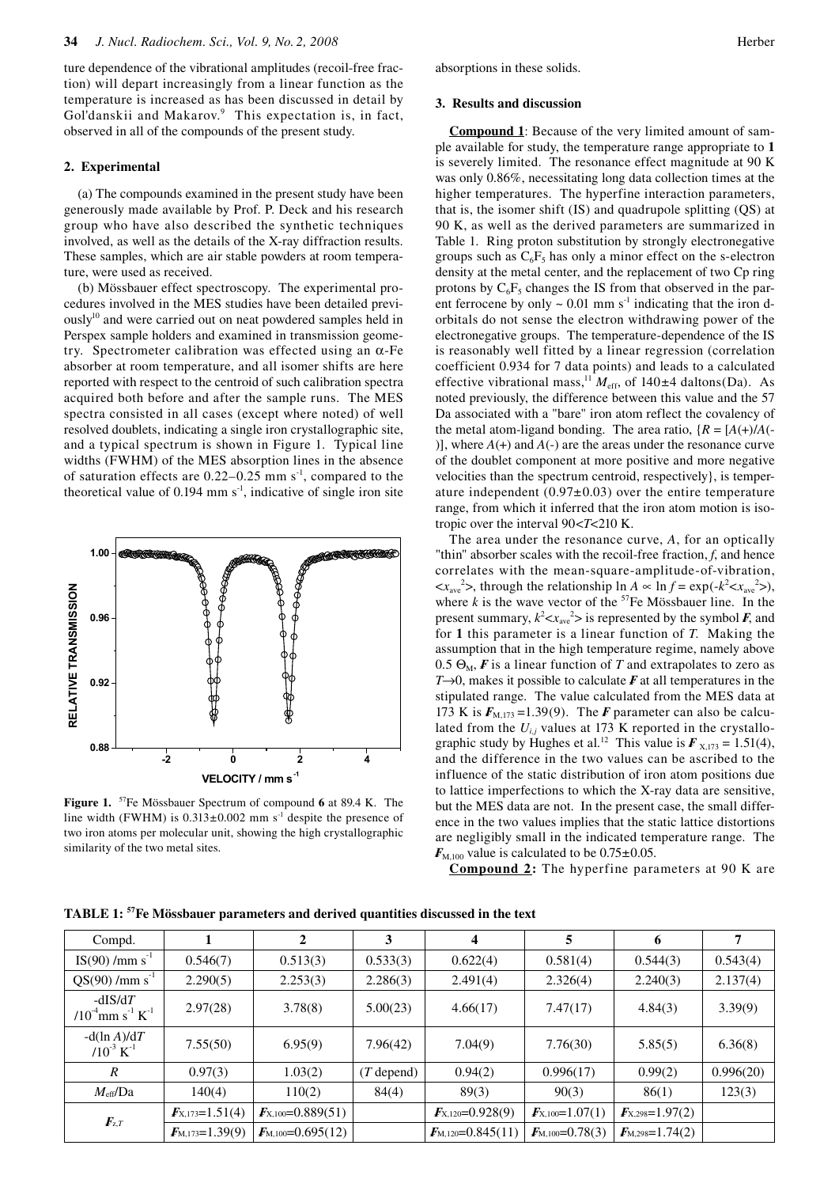ture dependence of the vibrational amplitudes (recoil-free fraction) will depart increasingly from a linear function as the temperature is increased as has been discussed in detail by Gol'danskii and Makarov.[9] This expectation is, in fact, observed in all of the compounds of the present study.

## 2. Experimental

(a) The compounds examined in the present study have been generously made available by Prof. P. Deck and his research group who have also described the synthetic techniques involved, as well as the details of the X-ray diffraction results. These samples, which are air stable powders at room temperature, were used as received.

(b) Mössbauer effect spectroscopy. The experimental procedures involved in the MES studies have been detailed previously[10] and were carried out on neat powdered samples held in Perspex sample holders and examined in transmission geometry. Spectrometer calibration was effected using an α-Fe absorber at room temperature, and all isomer shifts are here reported with respect to the centroid of such calibration spectra acquired both before and after the sample runs. The MES spectra consisted in all cases (except where noted) of well resolved doublets, indicating a single iron crystallographic site, and a typical spectrum is shown in Figure 1. Typical line widths (FWHM) of the MES absorption lines in the absence of saturation effects are 0.22–0.25 mm $s^{-1}$, compared to the theoretical value of 0.194 mm $s^{-1}$, indicative of single iron site absorptions in these solids.

**Figure 1.** $^{57}$Fe Mössbauer Spectrum of compound **6** at 89.4 K. The line width (FWHM) is 0.313±0.002 mm $s^{-1}$ despite the presence of two iron atoms per molecular unit, showing the high crystallographic similarity of the two metal sites.

## 3. Results and discussion

**Compound 1**: Because of the very limited amount of sample available for study, the temperature range appropriate to **1** is severely limited. The resonance effect magnitude at 90 K was only 0.86%, necessitating long data collection times at the higher temperatures. The hyperfine interaction parameters, that is, the isomer shift (IS) and quadrupole splitting (QS) at 90 K, as well as the derived parameters are summarized in Table 1. Ring proton substitution by strongly electronegative groups such as $C_6F_5$ has only a minor effect on the s-electron density at the metal center, and the replacement of two Cp ring protons by $C_6F_5$ changes the IS from that observed in the parent ferrocene by only ~ 0.01 mm $s^{-1}$ indicating that the iron d-orbitals do not sense the electron withdrawing power of the electronegative groups. The temperature-dependence of the IS is reasonably well fitted by a linear regression (correlation coefficient 0.934 for 7 data points) and leads to a calculated effective vibrational mass,[11] $M_{eff}$, of 140±4 daltons(Da). As noted previously, the difference between this value and the 57 Da associated with a "bare" iron atom reflect the covalency of the metal atom-ligand bonding. The area ratio, {$R = [A(+)/A(-)]$, where $A(+)$ and $A(-)$ are the areas under the resonance curve of the doublet component at more positive and more negative velocities than the spectrum centroid, respectively}, is temperature independent (0.97±0.03) over the entire temperature range, from which it inferred that the iron atom motion is isotropic over the interval $90<T<210$ K.

The area under the resonance curve, $A$, for an optically "thin" absorber scales with the recoil-free fraction, $f$, and hence correlates with the mean-square-amplitude-of-vibration, $<x_{ave}^2>$, through the relationship $\ln A \propto \ln f = \exp(-k^2<x_{ave}^2>)$, where $k$ is the wave vector of the $^{57}$Fe Mössbauer line. In the present summary, $k^2<x_{ave}^2>$ is represented by the symbol $\boldsymbol{F}$, and for **1** this parameter is a linear function of $T$. Making the assumption that in the high temperature regime, namely above 0.5 $\Theta_M$, $\boldsymbol{F}$ is a linear function of $T$ and extrapolates to zero as $T\rightarrow 0$, makes it possible to calculate $\boldsymbol{F}$ at all temperatures in the stipulated range. The value calculated from the MES data at 173 K is $\boldsymbol{F}_{M,173}$ =1.39(9). The $\boldsymbol{F}$ parameter can also be calculated from the $U_{i,j}$ values at 173 K reported in the crystallographic study by Hughes et al.[12] This value is $\boldsymbol{F}_{X,173}$ = 1.51(4), and the difference in the two values can be ascribed to the influence of the static distribution of iron atom positions due to lattice imperfections to which the X-ray data are sensitive, but the MES data are not. In the present case, the small difference in the two values implies that the static lattice distortions are negligibly small in the indicated temperature range. The $\boldsymbol{F}_{M,100}$ value is calculated to be 0.75±0.05.

**Compound 2:** The hyperfine parameters at 90 K are

**TABLE 1: $^{57}$Fe Mössbauer parameters and derived quantities discussed in the text**

| Compd. | 1 | 2 | 3 | 4 | 5 | 6 | 7 |
|---|---|---|---|---|---|---|---|
| IS(90) /mm $s^{-1}$ | 0.546(7) | 0.513(3) | 0.533(3) | 0.622(4) | 0.581(4) | 0.544(3) | 0.543(4) |
| QS(90) /mm $s^{-1}$ | 2.290(5) | 2.253(3) | 2.286(3) | 2.491(4) | 2.326(4) | 2.240(3) | 2.137(4) |
| -dIS/d$T$ /$10^{-4}$mm $s^{-1}$ $K^{-1}$ | 2.97(28) | 3.78(8) | 5.00(23) | 4.66(17) | 7.47(17) | 4.84(3) | 3.39(9) |
| -d(ln $A$)/d$T$ /$10^{-3}$ $K^{-1}$ | 7.55(50) | 6.95(9) | 7.96(42) | 7.04(9) | 7.76(30) | 5.85(5) | 6.36(8) |
| $R$ | 0.97(3) | 1.03(2) | ($T$ depend) | 0.94(2) | 0.996(17) | 0.99(2) | 0.996(20) |
| $M_{eff}$/Da | 140(4) | 110(2) | 84(4) | 89(3) | 90(3) | 86(1) | 123(3) |
| $\boldsymbol{F}_{z,T}$ | $\boldsymbol{F}_{X,173}$=1.51(4) | $\boldsymbol{F}_{X,100}$=0.889(51) | | $\boldsymbol{F}_{X,120}$=0.928(9) | $\boldsymbol{F}_{X,100}$=1.07(1) | $\boldsymbol{F}_{X,298}$=1.97(2) | |
| | $\boldsymbol{F}_{M,173}$=1.39(9) | $\boldsymbol{F}_{M,100}$=0.695(12) | | $\boldsymbol{F}_{M,120}$=0.845(11) | $\boldsymbol{F}_{M,100}$=0.78(3) | $\boldsymbol{F}_{M,298}$=1.74(2) | |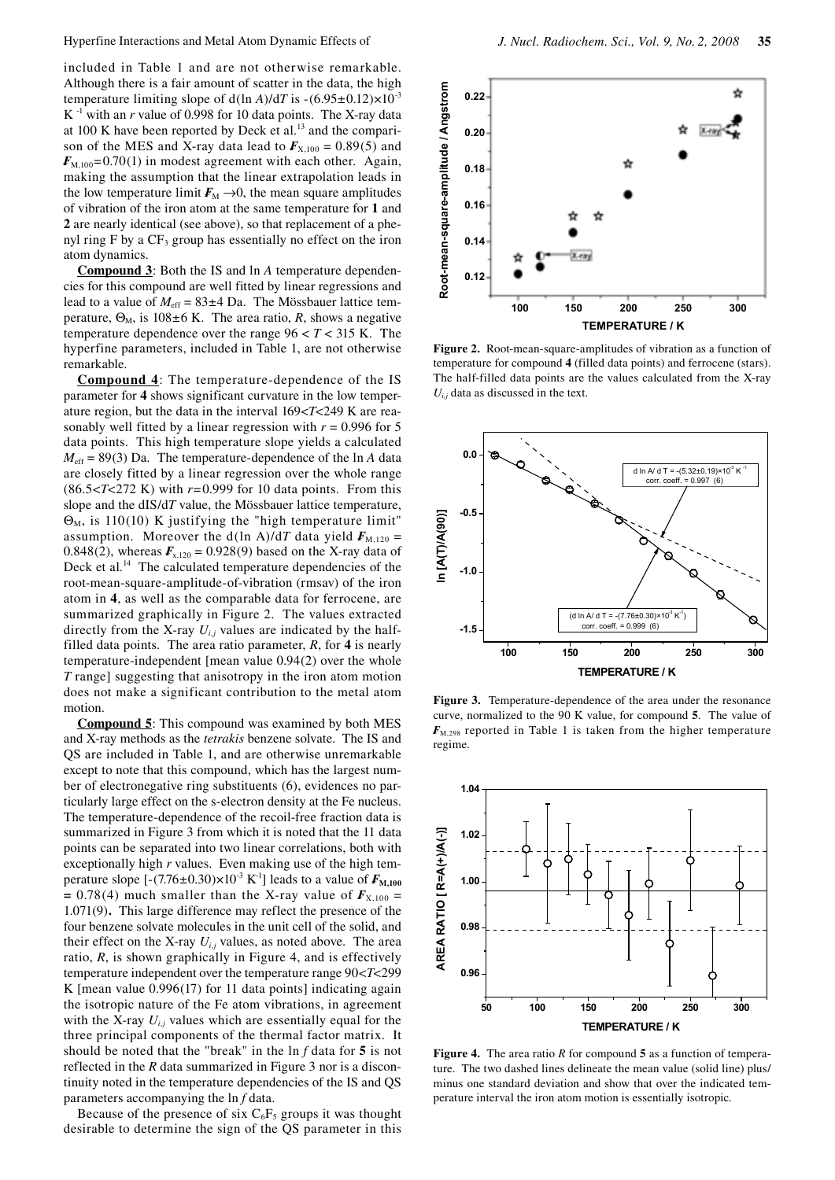included in Table 1 and are not otherwise remarkable. Although there is a fair amount of scatter in the data, the high temperature limiting slope of d(ln $A$)/d$T$ is $-(6.95\pm0.12)\times10^{-3}$ $K^{-1}$ with an $r$ value of 0.998 for 10 data points. The X-ray data at 100 K have been reported by Deck et al.[13] and the comparison of the MES and X-ray data lead to $\boldsymbol{F}_{X,100}$ = 0.89(5) and $\boldsymbol{F}_{M,100}$=0.70(1) in modest agreement with each other. Again, making the assumption that the linear extrapolation leads in the low temperature limit $\boldsymbol{F}_M \rightarrow 0$, the mean square amplitudes of vibration of the iron atom at the same temperature for **1** and **2** are nearly identical (see above), so that replacement of a phenyl ring F by a $CF_3$ group has essentially no effect on the iron atom dynamics.

**Compound 3**: Both the IS and ln $A$ temperature dependencies for this compound are well fitted by linear regressions and lead to a value of $M_{eff}$ = 83±4 Da. The Mössbauer lattice temperature, $\Theta_M$, is 108±6 K. The area ratio, $R$, shows a negative temperature dependence over the range $96 < T < 315$ K. The hyperfine parameters, included in Table 1, are not otherwise remarkable.

**Compound 4**: The temperature-dependence of the IS parameter for **4** shows significant curvature in the low temperature region, but the data in the interval $169<T<249$ K are reasonably well fitted by a linear regression with $r$ = 0.996 for 5 data points. This high temperature slope yields a calculated $M_{eff}$ = 89(3) Da. The temperature-dependence of the ln $A$ data are closely fitted by a linear regression over the whole range ($86.5<T<272$ K) with $r$=0.999 for 10 data points. From this slope and the dIS/d$T$ value, the Mössbauer lattice temperature, $\Theta_M$, is 110(10) K justifying the "high temperature limit" assumption. Moreover the d(ln A)/d$T$ data yield $\boldsymbol{F}_{M,120}$ = 0.848(2), whereas $\boldsymbol{F}_{x,120}$ = 0.928(9) based on the X-ray data of Deck et al.[14] The calculated temperature dependencies of the root-mean-square-amplitude-of-vibration (rmsav) of the iron atom in **4**, as well as the comparable data for ferrocene, are summarized graphically in Figure 2. The values extracted directly from the X-ray $U_{i,j}$ values are indicated by the half-filled data points. The area ratio parameter, $R$, for **4** is nearly temperature-independent [mean value 0.94(2) over the whole $T$ range] suggesting that anisotropy in the iron atom motion does not make a significant contribution to the metal atom motion.

**Compound 5**: This compound was examined by both MES and X-ray methods as the *tetrakis* benzene solvate. The IS and QS are included in Table 1, and are otherwise unremarkable except to note that this compound, which has the largest number of electronegative ring substituents (6), evidences no particularly large effect on the s-electron density at the Fe nucleus. The temperature-dependence of the recoil-free fraction data is summarized in Figure 3 from which it is noted that the 11 data points can be separated into two linear correlations, both with exceptionally high $r$ values. Even making use of the high temperature slope [$-(7.76\pm0.30)\times10^{-3}$ $K^{-1}$] leads to a value of $\boldsymbol{F}_{M,100}$ = 0.78(4) much smaller than the X-ray value of $\boldsymbol{F}_{X,100}$ = 1.071(9). This large difference may reflect the presence of the four benzene solvate molecules in the unit cell of the solid, and their effect on the X-ray $U_{i,j}$ values, as noted above. The area ratio, $R$, is shown graphically in Figure 4, and is effectively temperature independent over the temperature range $90<T<299$ K [mean value 0.996(17) for 11 data points] indicating again the isotropic nature of the Fe atom vibrations, in agreement with the X-ray $U_{i,j}$ values which are essentially equal for the three principal components of the thermal factor matrix. It should be noted that the "break" in the ln $f$ data for **5** is not reflected in the $R$ data summarized in Figure 3 nor is a discontinuity noted in the temperature dependencies of the IS and QS parameters accompanying the ln $f$ data.

Because of the presence of six $C_6F_5$ groups it was thought desirable to determine the sign of the QS parameter in this

**Figure 2.** Root-mean-square-amplitudes of vibration as a function of temperature for compound **4** (filled data points) and ferrocene (stars). The half-filled data points are the values calculated from the X-ray $U_{i,j}$ data as discussed in the text.

**Figure 3.** Temperature-dependence of the area under the resonance curve, normalized to the 90 K value, for compound **5**. The value of $\boldsymbol{F}_{M,298}$ reported in Table 1 is taken from the higher temperature regime.

**Figure 4.** The area ratio $R$ for compound **5** as a function of temperature. The two dashed lines delineate the mean value (solid line) plus/minus one standard deviation and show that over the indicated temperature interval the iron atom motion is essentially isotropic.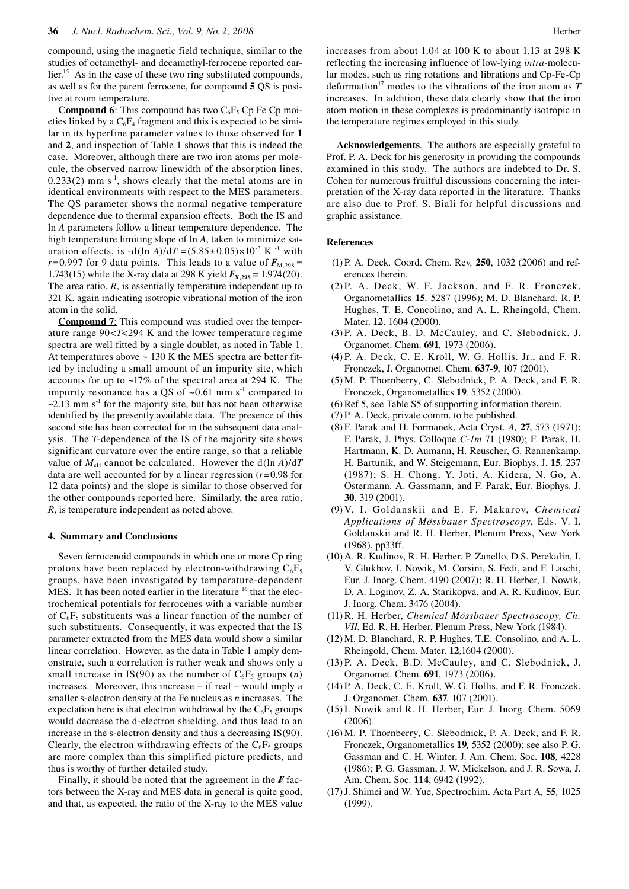compound, using the magnetic field technique, similar to the studies of octamethyl- and decamethyl-ferrocene reported earlier.[15] As in the case of these two ring substituted compounds, as well as for the parent ferrocene, for compound **5** QS is positive at room temperature.

**Compound 6**: This compound has two $C_6F_5$ Cp Fe Cp moieties linked by a $C_6F_4$ fragment and this is expected to be similar in its hyperfine parameter values to those observed for **1** and **2**, and inspection of Table 1 shows that this is indeed the case. Moreover, although there are two iron atoms per molecule, the observed narrow linewidth of the absorption lines, 0.233(2) mm $s^{-1}$, shows clearly that the metal atoms are in identical environments with respect to the MES parameters. The QS parameter shows the normal negative temperature dependence due to thermal expansion effects. Both the IS and ln *A* parameters follow a linear temperature dependence. The high temperature limiting slope of ln *A*, taken to minimize saturation effects, is $-\mathrm{d}(\ln A)/\mathrm{d}T = (5.85\pm0.05)\times10^{-3}$ K $^{-1}$ with $r$=0.997 for 9 data points. This leads to a value of $F_{M,298}$ = 1.743(15) while the X-ray data at 298 K yield $F_{X,298}$ = 1.974(20). The area ratio, *R*, is essentially temperature independent up to 321 K, again indicating isotropic vibrational motion of the iron atom in the solid.

**Compound 7**: This compound was studied over the temperature range $90<T<294$ K and the lower temperature regime spectra are well fitted by a single doublet, as noted in Table 1. At temperatures above ~ 130 K the MES spectra are better fitted by including a small amount of an impurity site, which accounts for up to ~17% of the spectral area at 294 K. The impurity resonance has a QS of ~0.61 mm $s^{-1}$ compared to ~2.13 mm $s^{-1}$ for the majority site, but has not been otherwise identified by the presently available data. The presence of this second site has been corrected for in the subsequent data analysis. The *T*-dependence of the IS of the majority site shows significant curvature over the entire range, so that a reliable value of $M_{\mathrm{eff}}$ cannot be calculated. However the d(ln *A*)/d*T* data are well accounted for by a linear regression ($r$=0.98 for 12 data points) and the slope is similar to those observed for the other compounds reported here. Similarly, the area ratio, *R*, is temperature independent as noted above.

#### 4. Summary and Conclusions

Seven ferrocenoid compounds in which one or more Cp ring protons have been replaced by electron-withdrawing $C_6F_5$ groups, have been investigated by temperature-dependent MES. It has been noted earlier in the literature [16] that the electrochemical potentials for ferrocenes with a variable number of $C_6F_5$ substituents was a linear function of the number of such substituents. Consequently, it was expected that the IS parameter extracted from the MES data would show a similar linear correlation. However, as the data in Table 1 amply demonstrate, such a correlation is rather weak and shows only a small increase in IS(90) as the number of $C_6F_5$ groups ($n$) increases. Moreover, this increase – if real – would imply a smaller s-electron density at the Fe nucleus as *n* increases. The expectation here is that electron withdrawal by the $C_6F_5$ groups would decrease the d-electron shielding, and thus lead to an increase in the s-electron density and thus a decreasing IS(90). Clearly, the electron withdrawing effects of the $C_6F_5$ groups are more complex than this simplified picture predicts, and thus is worthy of further detailed study.

Finally, it should be noted that the agreement in the $F$ factors between the X-ray and MES data in general is quite good, and that, as expected, the ratio of the X-ray to the MES value increases from about 1.04 at 100 K to about 1.13 at 298 K reflecting the increasing influence of low-lying *intra*-molecular modes, such as ring rotations and librations and Cp-Fe-Cp deformation[17] modes to the vibrations of the iron atom as *T* increases. In addition, these data clearly show that the iron atom motion in these complexes is predominantly isotropic in the temperature regimes employed in this study.

**Acknowledgements**. The authors are especially grateful to Prof. P. A. Deck for his generosity in providing the compounds examined in this study. The authors are indebted to Dr. S. Cohen for numerous fruitful discussions concerning the interpretation of the X-ray data reported in the literature. Thanks are also due to Prof. S. Biali for helpful discussions and graphic assistance.

#### References

(1) P. A. Deck, Coord. Chem. Rev, **250**, 1032 (2006) and references therein.

(2) P. A. Deck, W. F. Jackson, and F. R. Fronczek, Organometallics **15**, 5287 (1996); M. D. Blanchard, R. P. Hughes, T. E. Concolino, and A. L. Rheingold, Chem. Mater. **12**, 1604 (2000).

(3) P. A. Deck, B. D. McCauley, and C. Slebodnick, J. Organomet. Chem. **691**, 1973 (2006).

(4) P. A. Deck, C. E. Kroll, W. G. Hollis. Jr., and F. R. Fronczek, J. Organomet. Chem. **637-9**, 107 (2001).

(5) M. P. Thornberry, C. Slebodnick, P. A. Deck, and F. R. Fronczek, Organometallics **19**, 5352 (2000).

(6) Ref 5, see Table S5 of supporting information therein.

(7) P. A. Deck, private comm. to be published.

(8) F. Parak and H. Formanek, Acta Cryst. *A*, **27**, 573 (1971); F. Parak, J. Phys. Colloque *C-1m* 71 (1980); F. Parak, H. Hartmann, K. D. Aumann, H. Reuscher, G. Rennenkamp. H. Bartunik, and W. Steigemann, Eur. Biophys. J. **15**, 237 (1987); S. H. Chong, Y. Joti, A. Kidera, N. Go, A. Ostermann. A. Gassmann, and F. Parak, Eur. Biophys. J. **30**, 319 (2001).

(9) V. I. Goldanskii and E. F. Makarov, *Chemical Applications of Mössbauer Spectroscopy*, Eds. V. I. Goldanskii and R. H. Herber, Plenum Press, New York (1968), pp33ff.

(10) A. R. Kudinov, R. H. Herber. P. Zanello, D.S. Perekalin, I. V. Glukhov, I. Nowik, M. Corsini, S. Fedi, and F. Laschi, Eur. J. Inorg. Chem. 4190 (2007); R. H. Herber, I. Nowik, D. A. Loginov, Z. A. Starikopva, and A. R. Kudinov, Eur. J. Inorg. Chem. 3476 (2004).

(11) R. H. Herber, *Chemical Mössbauer Spectroscopy, Ch. VII*, Ed. R. H. Herber, Plenum Press, New York (1984).

(12) M. D. Blanchard, R. P. Hughes, T.E. Consolino, and A. L. Rheingold, Chem. Mater. **12**,1604 (2000).

(13) P. A. Deck, B.D. McCauley, and C. Slebodnick, J. Organomet. Chem. **691**, 1973 (2006).

(14) P. A. Deck, C. E. Kroll, W. G. Hollis, and F. R. Fronczek, J. Organomet. Chem. **637**, 107 (2001).

(15) I. Nowik and R. H. Herber, Eur. J. Inorg. Chem. 5069 (2006).

(16) M. P. Thornberry, C. Slebodnick, P. A. Deck, and F. R. Fronczek, Organometallics **19**, 5352 (2000); see also P. G. Gassman and C. H. Winter, J. Am. Chem. Soc. **108**, 4228 (1986); P. G. Gassman, J. W. Mickelson, and J. R. Sowa, J. Am. Chem. Soc. **114**, 6942 (1992).

(17) J. Shimei and W. Yue, Spectrochim. Acta Part A, **55**, 1025 (1999).